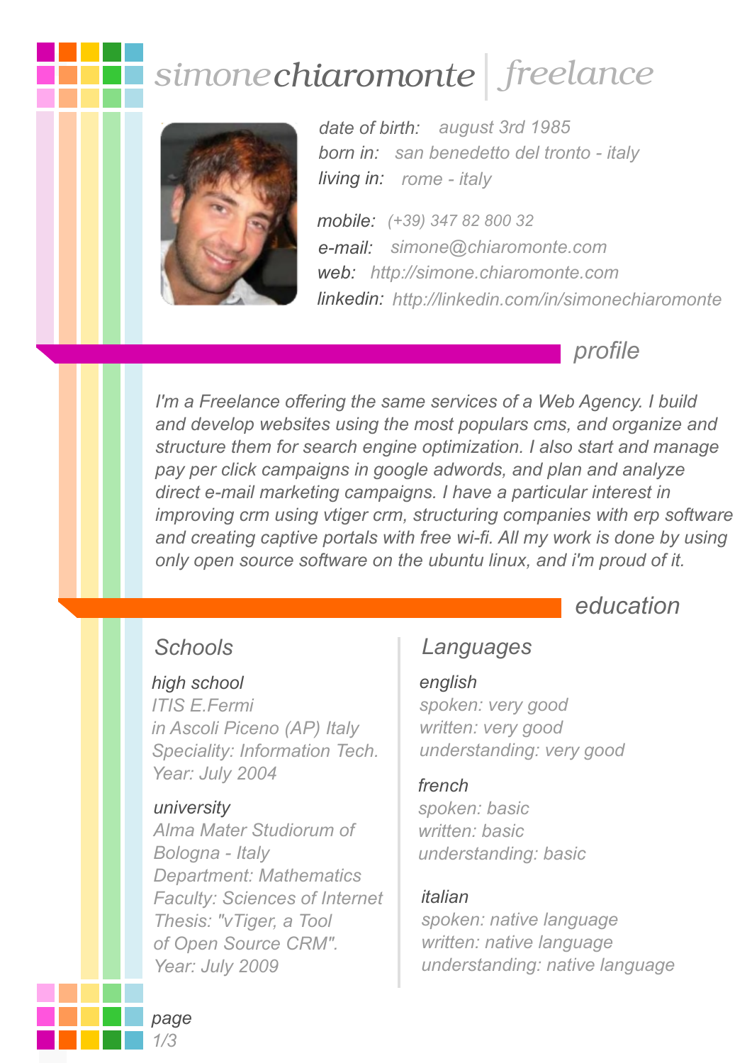# simonechiaromonte | freelance

*date of birth:* august 3rd 1985
*born in:* san benedetto del tronto - italy
*living in:* rome - italy

*mobile:* (+39) 347 82 800 32
*e-mail:* simone@chiaromonte.com
*web:* http://simone.chiaromonte.com
*linkedin:* http://linkedin.com/in/simonechiaromonte

## profile

*I'm a Freelance offering the same services of a Web Agency. I build and develop websites using the most populars cms, and organize and structure them for search engine optimization. I also start and manage pay per click campaigns in google adwords, and plan and analyze direct e-mail marketing campaigns. I have a particular interest in improving crm using vtiger crm, structuring companies with erp software and creating captive portals with free wi-fi. All my work is done by using only open source software on the ubuntu linux, and i'm proud of it.*

## education

### Schools

*high school*
ITIS E.Fermi
in Ascoli Piceno (AP) Italy
Speciality: Information Tech.
Year: July 2004

*university*
Alma Mater Studiorum of Bologna - Italy
Department: Mathematics
Faculty: Sciences of Internet
Thesis: "vTiger, a Tool of Open Source CRM".
Year: July 2009

### Languages

*english*
spoken: very good
written: very good
understanding: very good

*french*
spoken: basic
written: basic
understanding: basic

*italian*
spoken: native language
written: native language
understanding: native language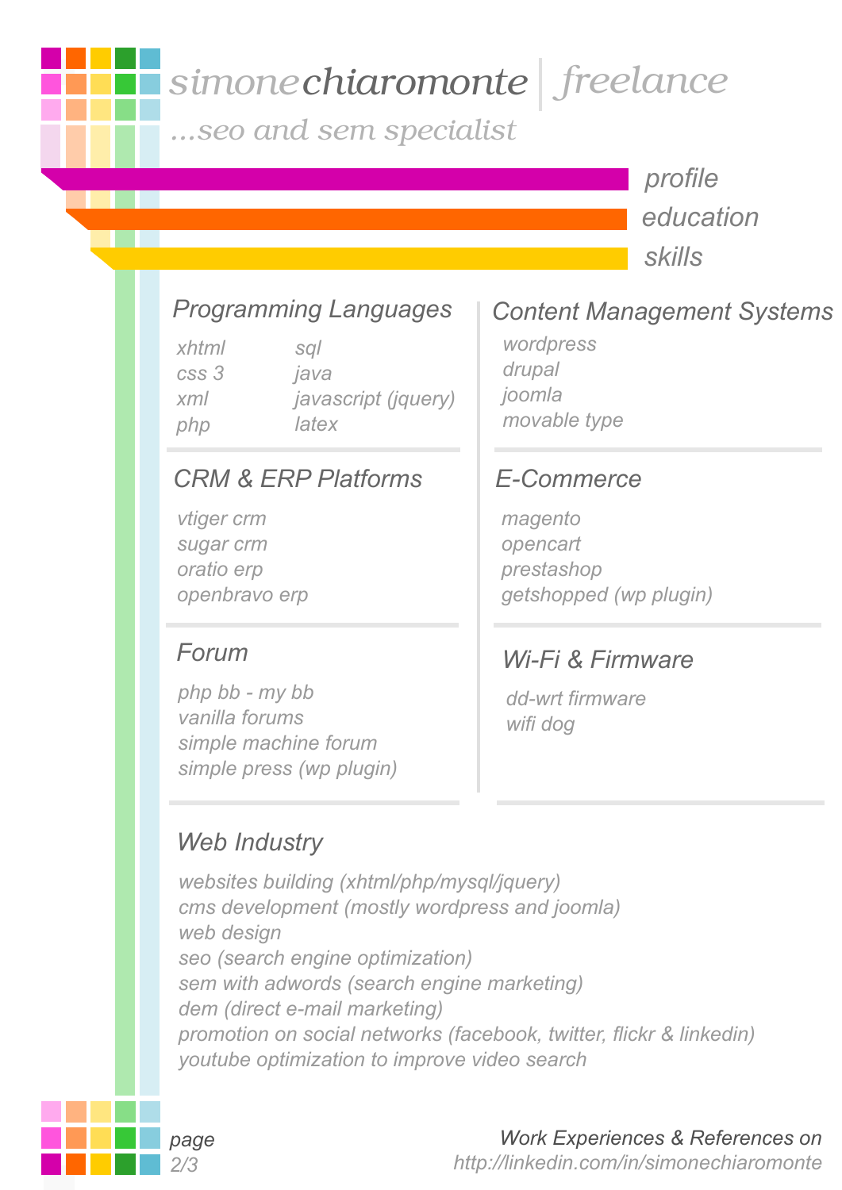# simonechiaromonte | freelance

*...seo and sem specialist*

profile

education

skills

## Programming Languages

- xhtml
- css 3
- xml
- php
- sql
- java
- javascript (jquery)
- latex

## Content Management Systems

- wordpress
- drupal
- joomla
- movable type

## CRM & ERP Platforms

- vtiger crm
- sugar crm
- oratio erp
- openbravo erp

## E-Commerce

- magento
- opencart
- prestashop
- getshopped (wp plugin)

## Forum

- php bb - my bb
- vanilla forums
- simple machine forum
- simple press (wp plugin)

## Wi-Fi & Firmware

- dd-wrt firmware
- wifi dog

## Web Industry

- websites building (xhtml/php/mysql/jquery)
- cms development (mostly wordpress and joomla)
- web design
- seo (search engine optimization)
- sem with adwords (search engine marketing)
- dem (direct e-mail marketing)
- promotion on social networks (facebook, twitter, flickr & linkedin)
- youtube optimization to improve video search

Work Experiences & References on
http://linkedin.com/in/simonechiaromonte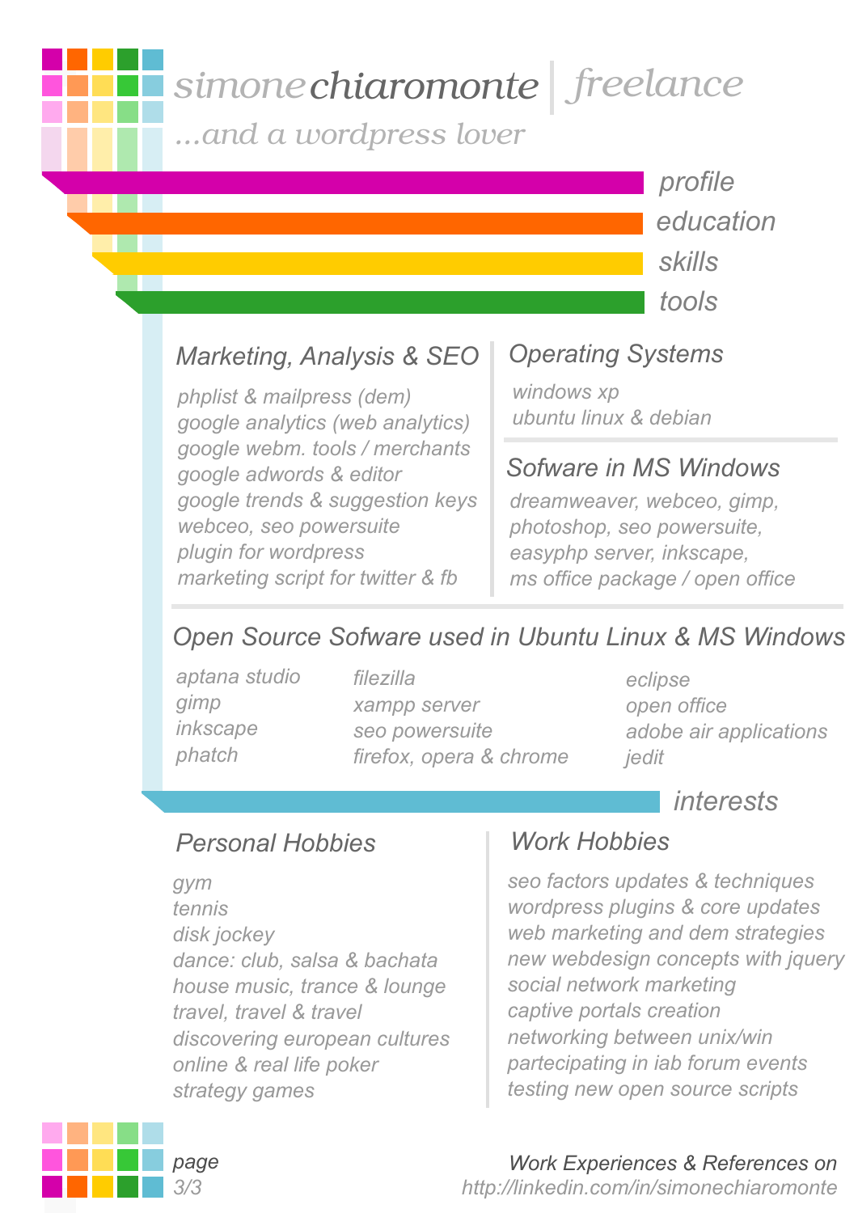# simone chiaromonte | freelance

*...and a wordpress lover*

- profile
- education
- skills
- tools

### Marketing, Analysis & SEO

*phplist & mailpress (dem)*
*google analytics (web analytics)*
*google webm. tools / merchants*
*google adwords & editor*
*google trends & suggestion keys*
*webceo, seo powersuite*
*plugin for wordpress*
*marketing script for twitter & fb*

### Operating Systems

*windows xp*
*ubuntu linux & debian*

### Sofware in MS Windows

*dreamweaver, webceo, gimp,*
*photoshop, seo powersuite,*
*easyphp server, inkscape,*
*ms office package / open office*

### Open Source Sofware used in Ubuntu Linux & MS Windows

*aptana studio*
*gimp*
*inkscape*
*phatch*
*filezilla*
*xampp server*
*seo powersuite*
*firefox, opera & chrome*
*eclipse*
*open office*
*adobe air applications*
*jedit*

## interests

### Personal Hobbies

*gym*
*tennis*
*disk jockey*
*dance: club, salsa & bachata*
*house music, trance & lounge*
*travel, travel & travel*
*discovering european cultures*
*online & real life poker*
*strategy games*

### Work Hobbies

*seo factors updates & techniques*
*wordpress plugins & core updates*
*web marketing and dem strategies*
*new webdesign concepts with jquery*
*social network marketing*
*captive portals creation*
*networking between unix/win*
*partecipating in iab forum events*
*testing new open source scripts*

*Work Experiences & References on*
*http://linkedin.com/in/simonechiaromonte*